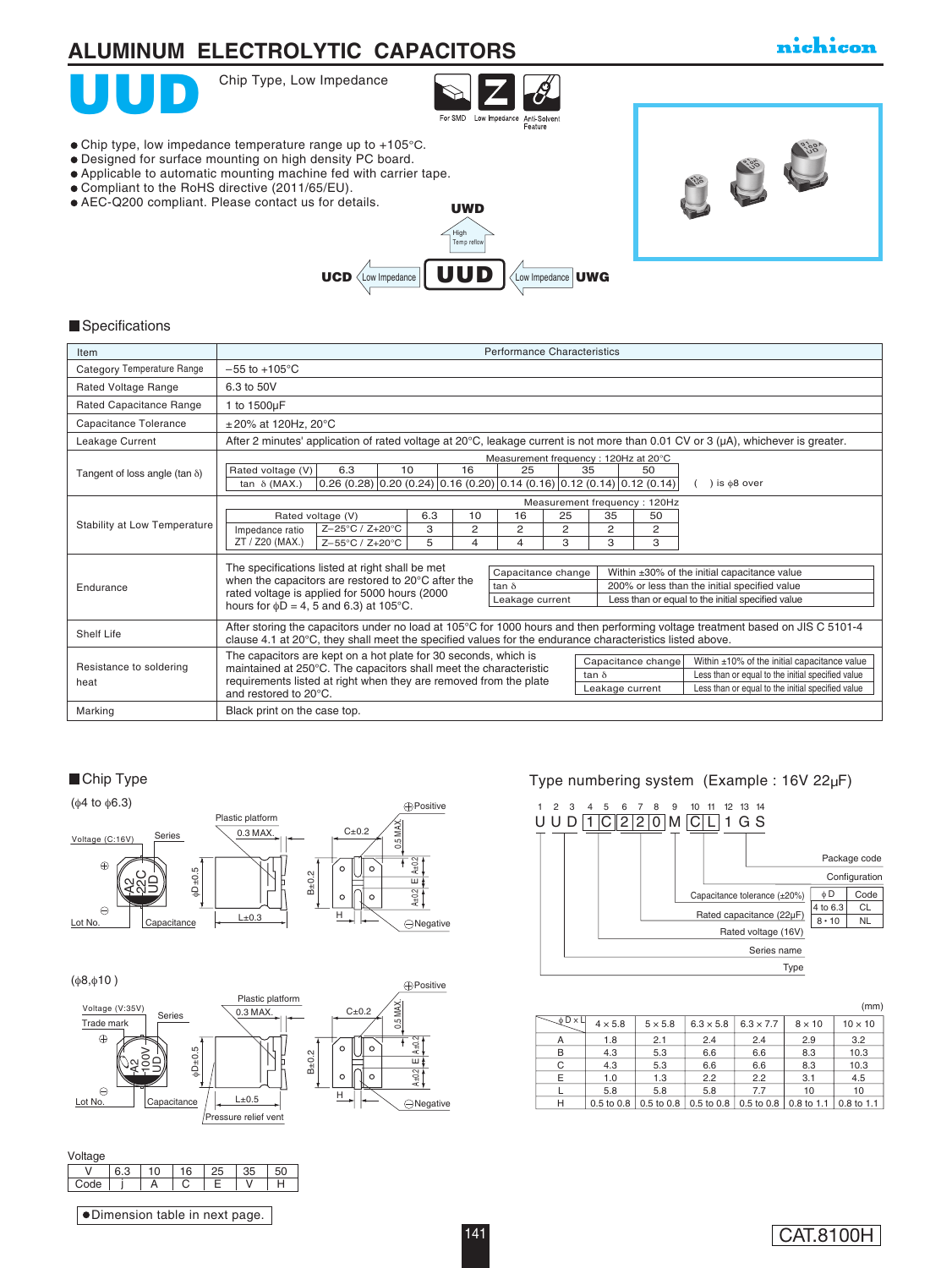# ALUMINUM ELECTROLYTIC CAPACITORS

nichicon

# UUD

Chip Type, Low Impedance

For SMD | Low Impedance | Anti-Solvent Feature

- Chip type, low impedance temperature range up to +105°C.
- Designed for surface mounting on high density PC board.
- Applicable to automatic mounting machine fed with carrier tape.
- Compliant to the RoHS directive (2011/65/EU).
- AEC-Q200 compliant. Please contact us for details.

UWD
High Temp reflow
UCD ← Low Impedance — UUD — Low Impedance → UWG

## Specifications

| Item | Performance Characteristics |
|---|---|
| Category Temperature Range | −55 to +105°C |
| Rated Voltage Range | 6.3 to 50V |
| Rated Capacitance Range | 1 to 1500µF |
| Capacitance Tolerance | ±20% at 120Hz, 20°C |
| Leakage Current | After 2 minutes' application of rated voltage at 20°C, leakage current is not more than 0.01 CV or 3 (µA), whichever is greater. |
| Tangent of loss angle (tan δ) | Measurement frequency : 120Hz at 20°C<br>Rated voltage (V): 6.3 / 10 / 16 / 25 / 35 / 50<br>tan δ (MAX.): 0.26 (0.28) / 0.20 (0.24) / 0.16 (0.20) / 0.14 (0.16) / 0.12 (0.14) / 0.12 (0.14)<br>( ) is φ8 over |
| Stability at Low Temperature | Measurement frequency : 120Hz<br>Rated voltage (V): 6.3 / 10 / 16 / 25 / 35 / 50<br>Impedance ratio ZT / Z20 (MAX.) Z−25°C / Z+20°C: 3 / 2 / 2 / 2 / 2 / 2<br>Z−55°C / Z+20°C: 5 / 4 / 4 / 3 / 3 / 3 |
| Endurance | The specifications listed at right shall be met when the capacitors are restored to 20°C after the rated voltage is applied for 5000 hours (2000 hours for φD = 4, 5 and 6.3) at 105°C.<br>Capacitance change: Within ±30% of the initial capacitance value<br>tan δ: 200% or less than the initial specified value<br>Leakage current: Less than or equal to the initial specified value |
| Shelf Life | After storing the capacitors under no load at 105°C for 1000 hours and then performing voltage treatment based on JIS C 5101-4 clause 4.1 at 20°C, they shall meet the specified values for the endurance characteristics listed above. |
| Resistance to soldering heat | The capacitors are kept on a hot plate for 30 seconds, which is maintained at 250°C. The capacitors shall meet the characteristic requirements listed at right when they are removed from the plate and restored to 20°C.<br>Capacitance change: Within ±10% of the initial capacitance value<br>tan δ: Less than or equal to the initial specified value<br>Leakage current: Less than or equal to the initial specified value |
| Marking | Black print on the case top. |

## Chip Type

(φ4 to φ6.3)

Voltage (C:16V), Series, Lot No., Capacitance, Plastic platform, 0.3 MAX., φD±0.5, L±0.3, B±0.2, C±0.2, 0.5 MAX., A±0.2, E, H, ⊕Positive, ⊖Negative

(φ8,φ10)

Voltage (V:35V), Series, Trade mark, Lot No., Capacitance, Plastic platform, 0.3 MAX., φD±0.5, L±0.5, Pressure relief vent, B±0.2, C±0.2, 0.5 MAX., A±0.2, E, H, ⊕Positive, ⊖Negative

Voltage

| V | 6.3 | 10 | 16 | 25 | 35 | 50 |
|---|---|---|---|---|---|---|
| Code | j | A | C | E | V | H |

●Dimension table in next page.

## Type numbering system (Example : 16V 22µF)

1 2 3 4 5 6 7 8 9 10 11 12 13 14
U U D 1 C 2 2 0 M C L 1 G S

- Package code
- Configuration
- Capacitance tolerance (±20%)
- Rated capacitance (22µF)
- Rated voltage (16V)
- Series name
- Type

| φD | Code |
|---|---|
| 4 to 6.3 | CL |
| 8 • 10 | NL |

(mm)

| φD × L | 4 × 5.8 | 5 × 5.8 | 6.3 × 5.8 | 6.3 × 7.7 | 8 × 10 | 10 × 10 |
|---|---|---|---|---|---|---|
| A | 1.8 | 2.1 | 2.4 | 2.4 | 2.9 | 3.2 |
| B | 4.3 | 5.3 | 6.6 | 6.6 | 8.3 | 10.3 |
| C | 4.3 | 5.3 | 6.6 | 6.6 | 8.3 | 10.3 |
| E | 1.0 | 1.3 | 2.2 | 2.2 | 3.1 | 4.5 |
| L | 5.8 | 5.8 | 5.8 | 7.7 | 10 | 10 |
| H | 0.5 to 0.8 | 0.5 to 0.8 | 0.5 to 0.8 | 0.5 to 0.8 | 0.8 to 1.1 | 0.8 to 1.1 |

CAT.8100H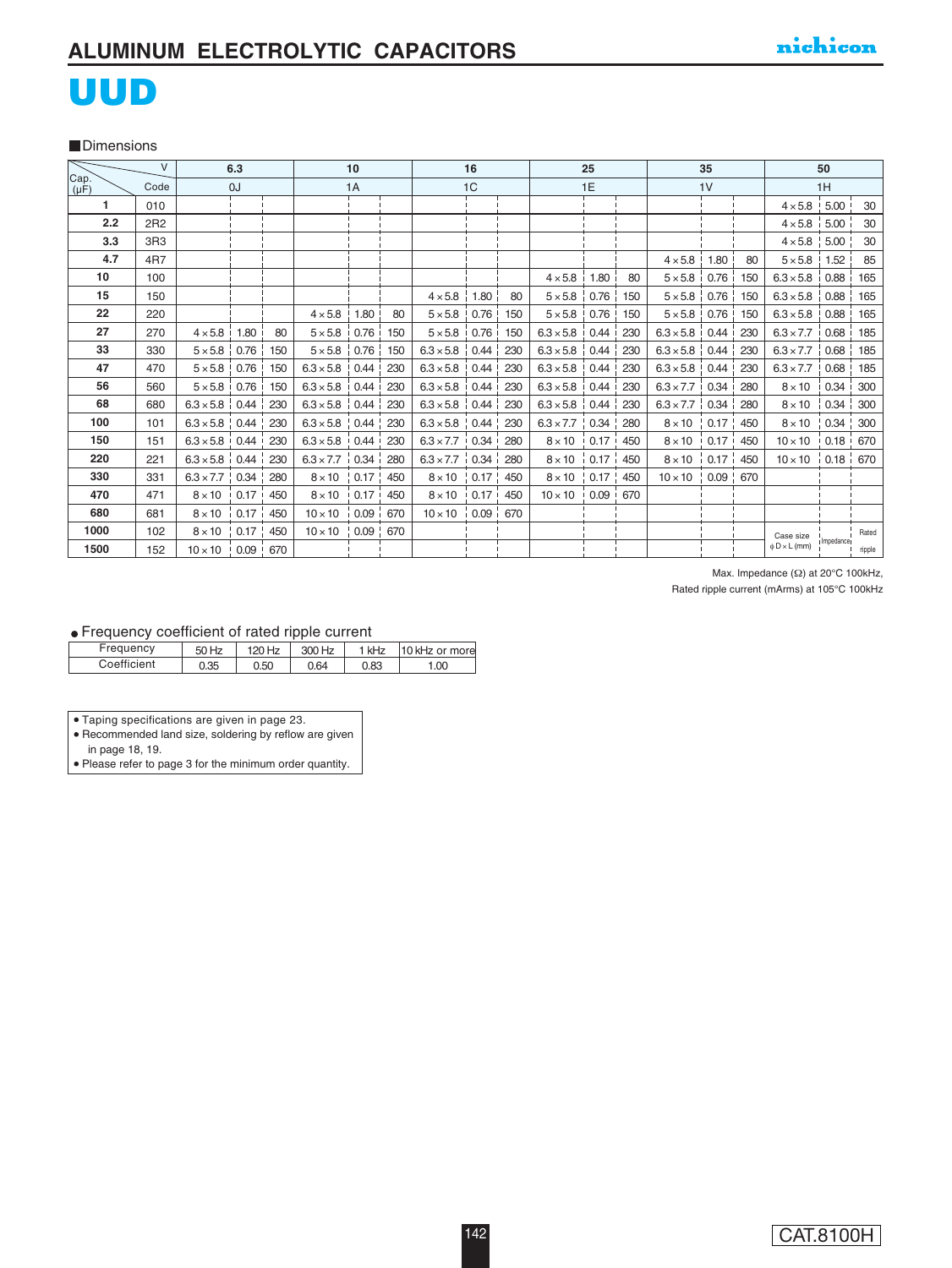# ALUMINUM ELECTROLYTIC CAPACITORS

# UUD

## ■Dimensions

| Cap. (μF) | V / Code | 6.3 (0J) | | | 10 (1A) | | | 16 (1C) | | | 25 (1E) | | | 35 (1V) | | | 50 (1H) | | |
|---|---|---|---|---|---|---|---|---|---|---|---|---|---|---|---|---|---|---|---|
| 1 | 010 | | | | | | | | | | | | | | | | 4×5.8 | 5.00 | 30 |
| 2.2 | 2R2 | | | | | | | | | | | | | | | | 4×5.8 | 5.00 | 30 |
| 3.3 | 3R3 | | | | | | | | | | | | | | | | 4×5.8 | 5.00 | 30 |
| 4.7 | 4R7 | | | | | | | | | | | | | 4×5.8 | 1.80 | 80 | 5×5.8 | 1.52 | 85 |
| 10 | 100 | | | | | | | | | | 4×5.8 | 1.80 | 80 | 5×5.8 | 0.76 | 150 | 6.3×5.8 | 0.88 | 165 |
| 15 | 150 | | | | | | | 4×5.8 | 1.80 | 80 | 5×5.8 | 0.76 | 150 | 5×5.8 | 0.76 | 150 | 6.3×5.8 | 0.88 | 165 |
| 22 | 220 | | | | 4×5.8 | 1.80 | 80 | 5×5.8 | 0.76 | 150 | 5×5.8 | 0.76 | 150 | 5×5.8 | 0.76 | 150 | 6.3×5.8 | 0.88 | 165 |
| 27 | 270 | 4×5.8 | 1.80 | 80 | 5×5.8 | 0.76 | 150 | 5×5.8 | 0.76 | 150 | 6.3×5.8 | 0.44 | 230 | 6.3×5.8 | 0.44 | 230 | 6.3×7.7 | 0.68 | 185 |
| 33 | 330 | 5×5.8 | 0.76 | 150 | 5×5.8 | 0.76 | 150 | 6.3×5.8 | 0.44 | 230 | 6.3×5.8 | 0.44 | 230 | 6.3×5.8 | 0.44 | 230 | 6.3×7.7 | 0.68 | 185 |
| 47 | 470 | 5×5.8 | 0.76 | 150 | 6.3×5.8 | 0.44 | 230 | 6.3×5.8 | 0.44 | 230 | 6.3×5.8 | 0.44 | 230 | 6.3×5.8 | 0.44 | 230 | 6.3×7.7 | 0.68 | 185 |
| 56 | 560 | 5×5.8 | 0.76 | 150 | 6.3×5.8 | 0.44 | 230 | 6.3×5.8 | 0.44 | 230 | 6.3×5.8 | 0.44 | 230 | 6.3×7.7 | 0.34 | 280 | 8×10 | 0.34 | 300 |
| 68 | 680 | 6.3×5.8 | 0.44 | 230 | 6.3×5.8 | 0.44 | 230 | 6.3×5.8 | 0.44 | 230 | 6.3×5.8 | 0.44 | 230 | 6.3×7.7 | 0.34 | 280 | 8×10 | 0.34 | 300 |
| 100 | 101 | 6.3×5.8 | 0.44 | 230 | 6.3×5.8 | 0.44 | 230 | 6.3×5.8 | 0.44 | 230 | 6.3×7.7 | 0.34 | 280 | 8×10 | 0.17 | 450 | 8×10 | 0.34 | 300 |
| 150 | 151 | 6.3×5.8 | 0.44 | 230 | 6.3×5.8 | 0.44 | 230 | 6.3×7.7 | 0.34 | 280 | 8×10 | 0.17 | 450 | 8×10 | 0.17 | 450 | 10×10 | 0.18 | 670 |
| 220 | 221 | 6.3×5.8 | 0.44 | 230 | 6.3×7.7 | 0.34 | 280 | 6.3×7.7 | 0.34 | 280 | 8×10 | 0.17 | 450 | 8×10 | 0.17 | 450 | 10×10 | 0.18 | 670 |
| 330 | 331 | 6.3×7.7 | 0.34 | 280 | 8×10 | 0.17 | 450 | 8×10 | 0.17 | 450 | 8×10 | 0.17 | 450 | 10×10 | 0.09 | 670 | | | |
| 470 | 471 | 8×10 | 0.17 | 450 | 8×10 | 0.17 | 450 | 8×10 | 0.17 | 450 | 10×10 | 0.09 | 670 | | | | | | |
| 680 | 681 | 8×10 | 0.17 | 450 | 10×10 | 0.09 | 670 | 10×10 | 0.09 | 670 | | | | | | | | | |
| 1000 | 102 | 8×10 | 0.17 | 450 | 10×10 | 0.09 | 670 | | | | | | | | | | Case size φD×L (mm) | Impedance | Rated ripple |
| 1500 | 152 | 10×10 | 0.09 | 670 | | | | | | | | | | | | | | | |

Max. Impedance (Ω) at 20°C 100kHz,
Rated ripple current (mArms) at 105°C 100kHz

● Frequency coefficient of rated ripple current

| Frequency | 50 Hz | 120 Hz | 300 Hz | 1 kHz | 10 kHz or more |
|---|---|---|---|---|---|
| Coefficient | 0.35 | 0.50 | 0.64 | 0.83 | 1.00 |

- Taping specifications are given in page 23.
- Recommended land size, soldering by reflow are given in page 18, 19.
- Please refer to page 3 for the minimum order quantity.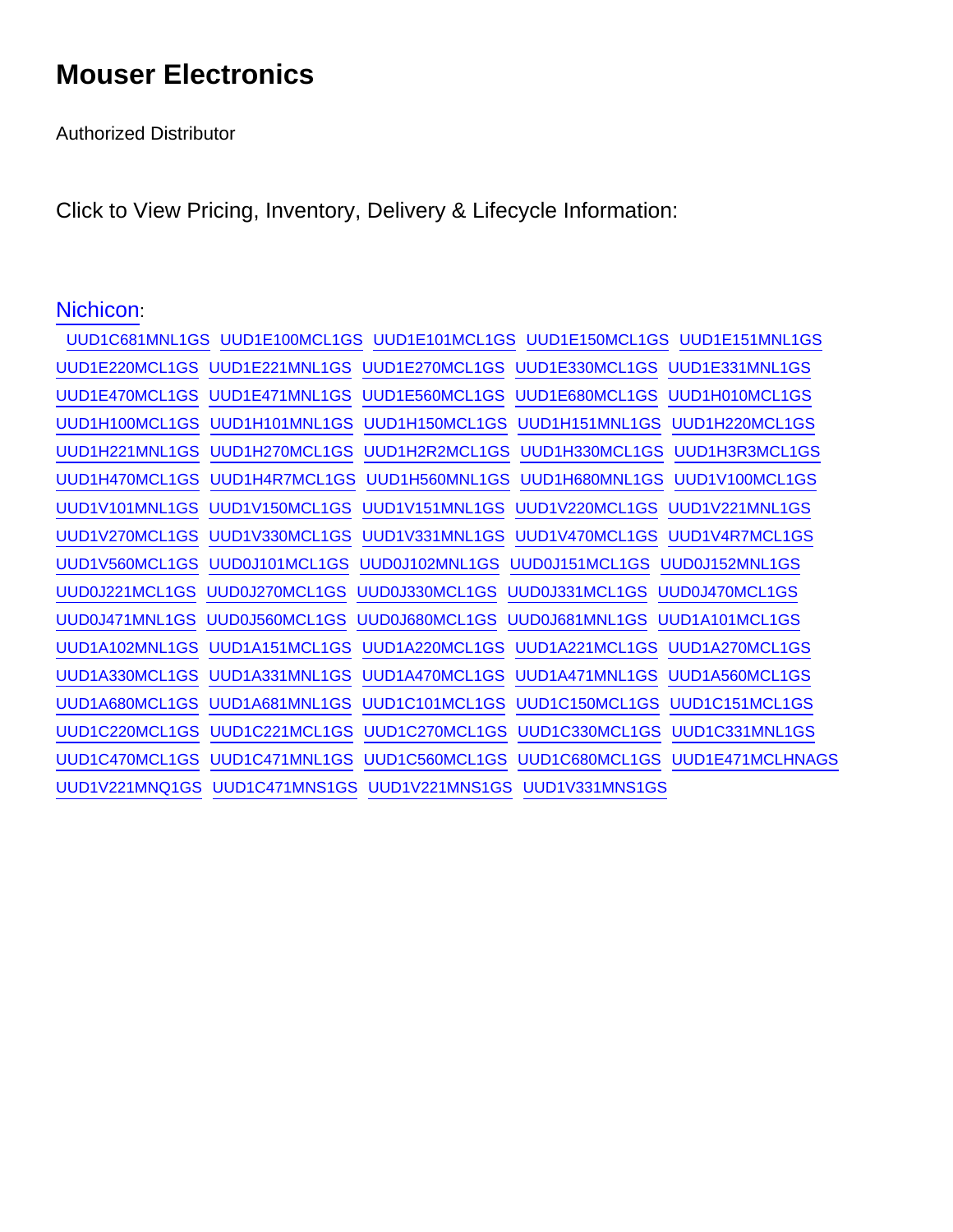# Mouser Electronics

Authorized Distributor

Click to View Pricing, Inventory, Delivery & Lifecycle Information:

Nichicon:

UUD1C681MNL1GS UUD1E100MCL1GS UUD1E101MCL1GS UUD1E150MCL1GS UUD1E151MNL1GS UUD1E220MCL1GS UUD1E221MNL1GS UUD1E270MCL1GS UUD1E330MCL1GS UUD1E331MNL1GS UUD1E470MCL1GS UUD1E471MNL1GS UUD1E560MCL1GS UUD1E680MCL1GS UUD1H010MCL1GS UUD1H100MCL1GS UUD1H101MNL1GS UUD1H150MCL1GS UUD1H151MNL1GS UUD1H220MCL1GS UUD1H221MNL1GS UUD1H270MCL1GS UUD1H2R2MCL1GS UUD1H330MCL1GS UUD1H3R3MCL1GS UUD1H470MCL1GS UUD1H4R7MCL1GS UUD1H560MNL1GS UUD1H680MNL1GS UUD1V100MCL1GS UUD1V101MNL1GS UUD1V150MCL1GS UUD1V151MNL1GS UUD1V220MCL1GS UUD1V221MNL1GS UUD1V270MCL1GS UUD1V330MCL1GS UUD1V331MNL1GS UUD1V470MCL1GS UUD1V4R7MCL1GS UUD1V560MCL1GS UUD0J101MCL1GS UUD0J102MNL1GS UUD0J151MCL1GS UUD0J152MNL1GS UUD0J221MCL1GS UUD0J270MCL1GS UUD0J330MCL1GS UUD0J331MCL1GS UUD0J470MCL1GS UUD0J471MNL1GS UUD0J560MCL1GS UUD0J680MCL1GS UUD0J681MNL1GS UUD1A101MCL1GS UUD1A102MNL1GS UUD1A151MCL1GS UUD1A220MCL1GS UUD1A221MCL1GS UUD1A270MCL1GS UUD1A330MCL1GS UUD1A331MNL1GS UUD1A470MCL1GS UUD1A471MNL1GS UUD1A560MCL1GS UUD1A680MCL1GS UUD1A681MNL1GS UUD1C101MCL1GS UUD1C150MCL1GS UUD1C151MCL1GS UUD1C220MCL1GS UUD1C221MCL1GS UUD1C270MCL1GS UUD1C330MCL1GS UUD1C331MNL1GS UUD1C470MCL1GS UUD1C471MNL1GS UUD1C560MCL1GS UUD1C680MCL1GS UUD1E471MCLHNAGS UUD1V221MNQ1GS UUD1C471MNS1GS UUD1V221MNS1GS UUD1V331MNS1GS